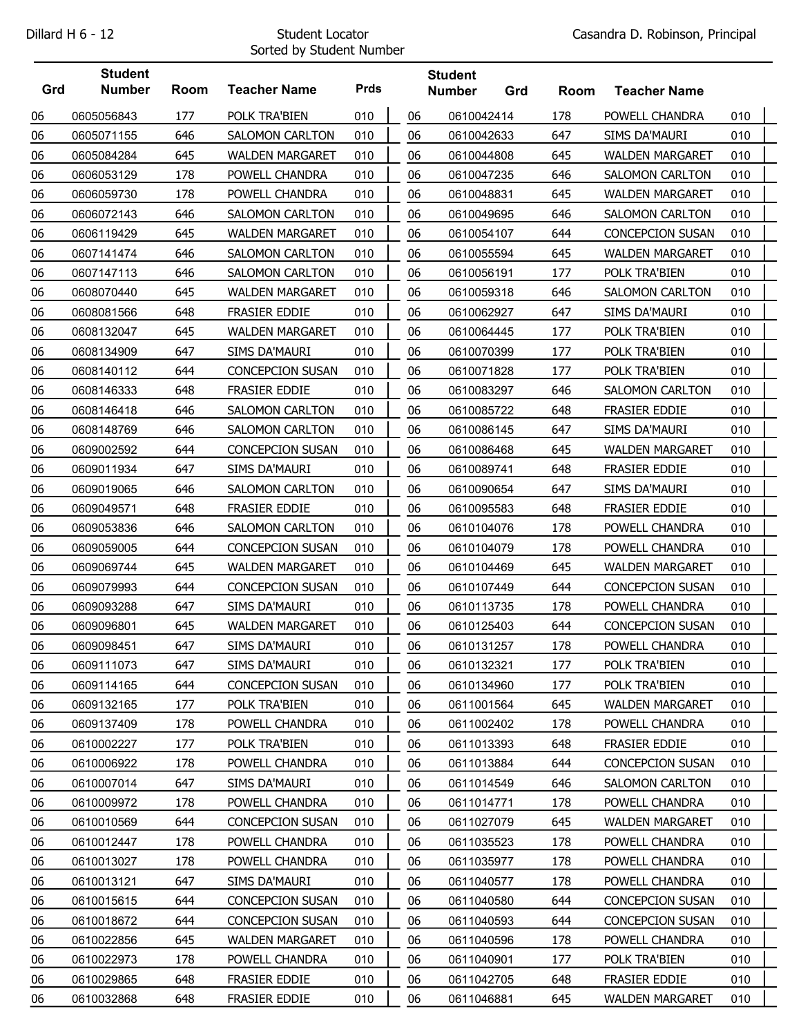Dillard H 6 - 12

# Student Locator

Sorted by Student Number

Casandra D. Robinson, Principal

| Grd | Student Number | Room | Teacher Name | Prds |
|---|---|---|---|---|
| 06 | 0605056843 | 177 | POLK TRA'BIEN | 010 |
| 06 | 0605071155 | 646 | SALOMON CARLTON | 010 |
| 06 | 0605084284 | 645 | WALDEN MARGARET | 010 |
| 06 | 0606053129 | 178 | POWELL CHANDRA | 010 |
| 06 | 0606059730 | 178 | POWELL CHANDRA | 010 |
| 06 | 0606072143 | 646 | SALOMON CARLTON | 010 |
| 06 | 0606119429 | 645 | WALDEN MARGARET | 010 |
| 06 | 0607141474 | 646 | SALOMON CARLTON | 010 |
| 06 | 0607147113 | 646 | SALOMON CARLTON | 010 |
| 06 | 0608070440 | 645 | WALDEN MARGARET | 010 |
| 06 | 0608081566 | 648 | FRASIER EDDIE | 010 |
| 06 | 0608132047 | 645 | WALDEN MARGARET | 010 |
| 06 | 0608134909 | 647 | SIMS DA'MAURI | 010 |
| 06 | 0608140112 | 644 | CONCEPCION SUSAN | 010 |
| 06 | 0608146333 | 648 | FRASIER EDDIE | 010 |
| 06 | 0608146418 | 646 | SALOMON CARLTON | 010 |
| 06 | 0608148769 | 646 | SALOMON CARLTON | 010 |
| 06 | 0609002592 | 644 | CONCEPCION SUSAN | 010 |
| 06 | 0609011934 | 647 | SIMS DA'MAURI | 010 |
| 06 | 0609019065 | 646 | SALOMON CARLTON | 010 |
| 06 | 0609049571 | 648 | FRASIER EDDIE | 010 |
| 06 | 0609053836 | 646 | SALOMON CARLTON | 010 |
| 06 | 0609059005 | 644 | CONCEPCION SUSAN | 010 |
| 06 | 0609069744 | 645 | WALDEN MARGARET | 010 |
| 06 | 0609079993 | 644 | CONCEPCION SUSAN | 010 |
| 06 | 0609093288 | 647 | SIMS DA'MAURI | 010 |
| 06 | 0609096801 | 645 | WALDEN MARGARET | 010 |
| 06 | 0609098451 | 647 | SIMS DA'MAURI | 010 |
| 06 | 0609111073 | 647 | SIMS DA'MAURI | 010 |
| 06 | 0609114165 | 644 | CONCEPCION SUSAN | 010 |
| 06 | 0609132165 | 177 | POLK TRA'BIEN | 010 |
| 06 | 0609137409 | 178 | POWELL CHANDRA | 010 |
| 06 | 0610002227 | 177 | POLK TRA'BIEN | 010 |
| 06 | 0610006922 | 178 | POWELL CHANDRA | 010 |
| 06 | 0610007014 | 647 | SIMS DA'MAURI | 010 |
| 06 | 0610009972 | 178 | POWELL CHANDRA | 010 |
| 06 | 0610010569 | 644 | CONCEPCION SUSAN | 010 |
| 06 | 0610012447 | 178 | POWELL CHANDRA | 010 |
| 06 | 0610013027 | 178 | POWELL CHANDRA | 010 |
| 06 | 0610013121 | 647 | SIMS DA'MAURI | 010 |
| 06 | 0610015615 | 644 | CONCEPCION SUSAN | 010 |
| 06 | 0610018672 | 644 | CONCEPCION SUSAN | 010 |
| 06 | 0610022856 | 645 | WALDEN MARGARET | 010 |
| 06 | 0610022973 | 178 | POWELL CHANDRA | 010 |
| 06 | 0610029865 | 648 | FRASIER EDDIE | 010 |
| 06 | 0610032868 | 648 | FRASIER EDDIE | 010 |
| 06 | 0610042414 | 178 | POWELL CHANDRA | 010 |
| 06 | 0610042633 | 647 | SIMS DA'MAURI | 010 |
| 06 | 0610044808 | 645 | WALDEN MARGARET | 010 |
| 06 | 0610047235 | 646 | SALOMON CARLTON | 010 |
| 06 | 0610048831 | 645 | WALDEN MARGARET | 010 |
| 06 | 0610049695 | 646 | SALOMON CARLTON | 010 |
| 06 | 0610054107 | 644 | CONCEPCION SUSAN | 010 |
| 06 | 0610055594 | 645 | WALDEN MARGARET | 010 |
| 06 | 0610056191 | 177 | POLK TRA'BIEN | 010 |
| 06 | 0610059318 | 646 | SALOMON CARLTON | 010 |
| 06 | 0610062927 | 647 | SIMS DA'MAURI | 010 |
| 06 | 0610064445 | 177 | POLK TRA'BIEN | 010 |
| 06 | 0610070399 | 177 | POLK TRA'BIEN | 010 |
| 06 | 0610071828 | 177 | POLK TRA'BIEN | 010 |
| 06 | 0610083297 | 646 | SALOMON CARLTON | 010 |
| 06 | 0610085722 | 648 | FRASIER EDDIE | 010 |
| 06 | 0610086145 | 647 | SIMS DA'MAURI | 010 |
| 06 | 0610086468 | 645 | WALDEN MARGARET | 010 |
| 06 | 0610089741 | 648 | FRASIER EDDIE | 010 |
| 06 | 0610090654 | 647 | SIMS DA'MAURI | 010 |
| 06 | 0610095583 | 648 | FRASIER EDDIE | 010 |
| 06 | 0610104076 | 178 | POWELL CHANDRA | 010 |
| 06 | 0610104079 | 178 | POWELL CHANDRA | 010 |
| 06 | 0610104469 | 645 | WALDEN MARGARET | 010 |
| 06 | 0610107449 | 644 | CONCEPCION SUSAN | 010 |
| 06 | 0610113735 | 178 | POWELL CHANDRA | 010 |
| 06 | 0610125403 | 644 | CONCEPCION SUSAN | 010 |
| 06 | 0610131257 | 178 | POWELL CHANDRA | 010 |
| 06 | 0610132321 | 177 | POLK TRA'BIEN | 010 |
| 06 | 0610134960 | 177 | POLK TRA'BIEN | 010 |
| 06 | 0611001564 | 645 | WALDEN MARGARET | 010 |
| 06 | 0611002402 | 178 | POWELL CHANDRA | 010 |
| 06 | 0611013393 | 648 | FRASIER EDDIE | 010 |
| 06 | 0611013884 | 644 | CONCEPCION SUSAN | 010 |
| 06 | 0611014549 | 646 | SALOMON CARLTON | 010 |
| 06 | 0611014771 | 178 | POWELL CHANDRA | 010 |
| 06 | 0611027079 | 645 | WALDEN MARGARET | 010 |
| 06 | 0611035523 | 178 | POWELL CHANDRA | 010 |
| 06 | 0611035977 | 178 | POWELL CHANDRA | 010 |
| 06 | 0611040577 | 178 | POWELL CHANDRA | 010 |
| 06 | 0611040580 | 644 | CONCEPCION SUSAN | 010 |
| 06 | 0611040593 | 644 | CONCEPCION SUSAN | 010 |
| 06 | 0611040596 | 178 | POWELL CHANDRA | 010 |
| 06 | 0611040901 | 177 | POLK TRA'BIEN | 010 |
| 06 | 0611042705 | 648 | FRASIER EDDIE | 010 |
| 06 | 0611046881 | 645 | WALDEN MARGARET | 010 |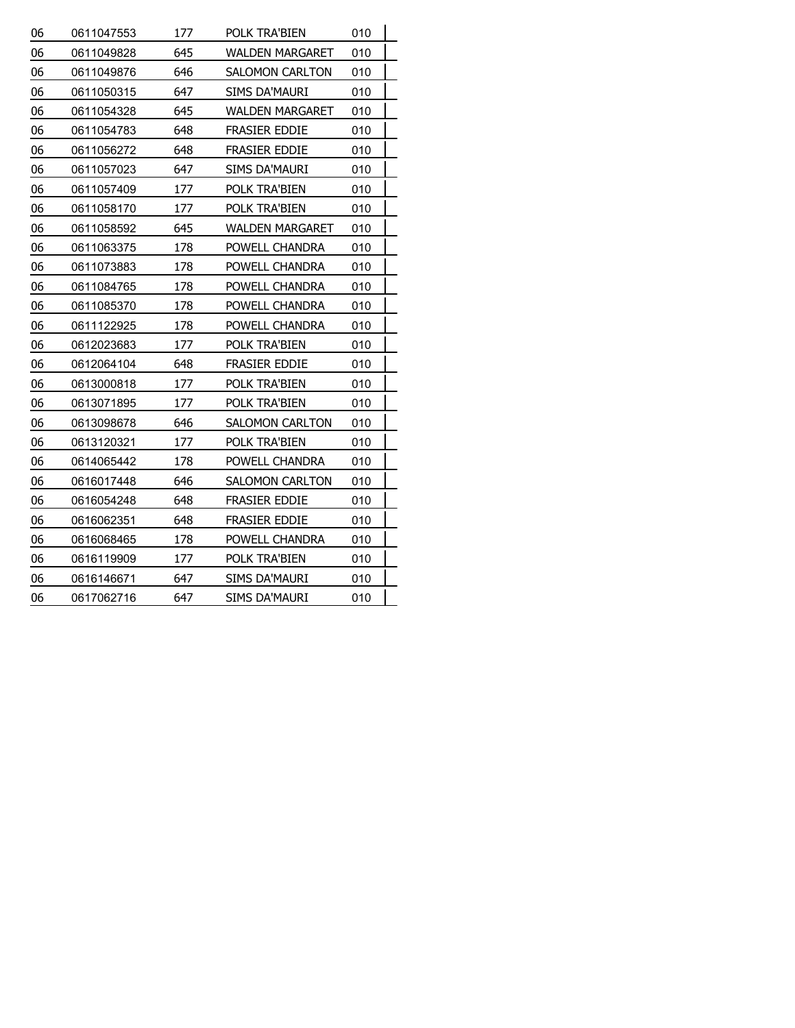| | | | | |
|---|---|---|---|---|
| 06 | 0611047553 | 177 | POLK TRA'BIEN | 010 |
| 06 | 0611049828 | 645 | WALDEN MARGARET | 010 |
| 06 | 0611049876 | 646 | SALOMON CARLTON | 010 |
| 06 | 0611050315 | 647 | SIMS DA'MAURI | 010 |
| 06 | 0611054328 | 645 | WALDEN MARGARET | 010 |
| 06 | 0611054783 | 648 | FRASIER EDDIE | 010 |
| 06 | 0611056272 | 648 | FRASIER EDDIE | 010 |
| 06 | 0611057023 | 647 | SIMS DA'MAURI | 010 |
| 06 | 0611057409 | 177 | POLK TRA'BIEN | 010 |
| 06 | 0611058170 | 177 | POLK TRA'BIEN | 010 |
| 06 | 0611058592 | 645 | WALDEN MARGARET | 010 |
| 06 | 0611063375 | 178 | POWELL CHANDRA | 010 |
| 06 | 0611073883 | 178 | POWELL CHANDRA | 010 |
| 06 | 0611084765 | 178 | POWELL CHANDRA | 010 |
| 06 | 0611085370 | 178 | POWELL CHANDRA | 010 |
| 06 | 0611122925 | 178 | POWELL CHANDRA | 010 |
| 06 | 0612023683 | 177 | POLK TRA'BIEN | 010 |
| 06 | 0612064104 | 648 | FRASIER EDDIE | 010 |
| 06 | 0613000818 | 177 | POLK TRA'BIEN | 010 |
| 06 | 0613071895 | 177 | POLK TRA'BIEN | 010 |
| 06 | 0613098678 | 646 | SALOMON CARLTON | 010 |
| 06 | 0613120321 | 177 | POLK TRA'BIEN | 010 |
| 06 | 0614065442 | 178 | POWELL CHANDRA | 010 |
| 06 | 0616017448 | 646 | SALOMON CARLTON | 010 |
| 06 | 0616054248 | 648 | FRASIER EDDIE | 010 |
| 06 | 0616062351 | 648 | FRASIER EDDIE | 010 |
| 06 | 0616068465 | 178 | POWELL CHANDRA | 010 |
| 06 | 0616119909 | 177 | POLK TRA'BIEN | 010 |
| 06 | 0616146671 | 647 | SIMS DA'MAURI | 010 |
| 06 | 0617062716 | 647 | SIMS DA'MAURI | 010 |